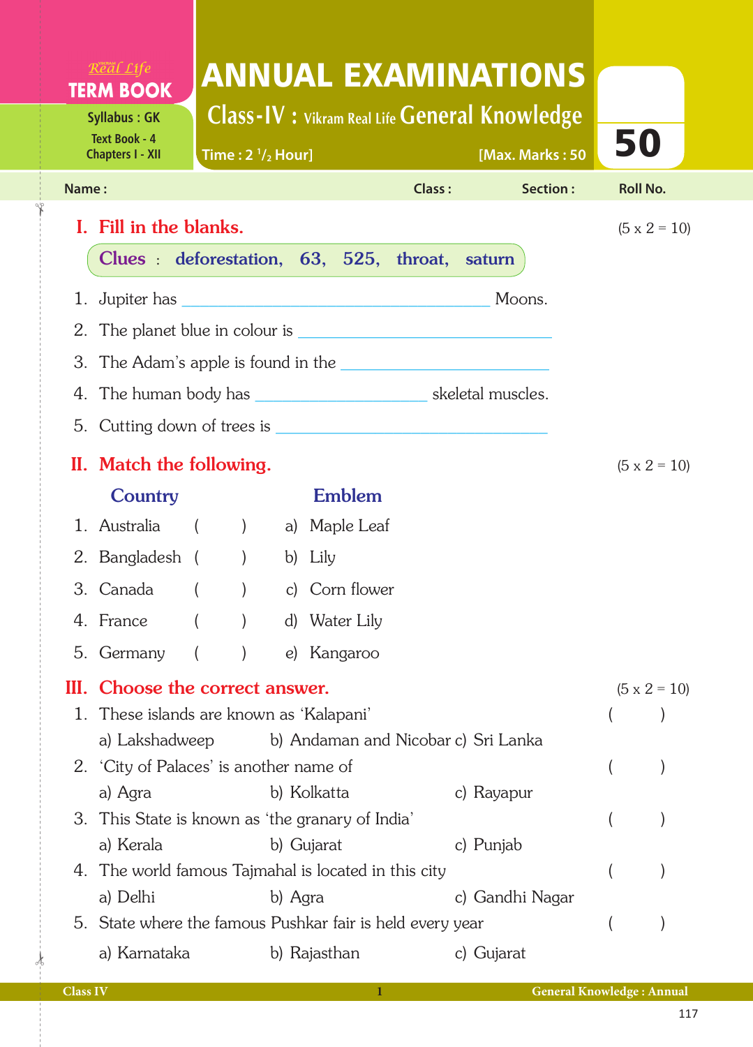Real Life
**TERM BOOK**

Syllabus : GK
Text Book - 4
Chapters I - XII

# ANNUAL EXAMINATIONS

## Class-IV : Vikram Real Life General Knowledge

Time : 2 $^1/_2$ Hour] [Max. Marks : 50

**50**

Name : Class : Section : Roll No.

## I. Fill in the blanks. (5 x 2 = 10)

**Clues : deforestation, 63, 525, throat, saturn**

1. Jupiter has ______________________ Moons.
2. The planet blue in colour is ______________________
3. The Adam's apple is found in the ______________________
4. The human body has ______________________ skeletal muscles.
5. Cutting down of trees is ______________________

## II. Match the following. (5 x 2 = 10)

| | Country | | | Emblem |
|---|---|---|---|---|
| 1. | Australia | ( ) | a) | Maple Leaf |
| 2. | Bangladesh | ( ) | b) | Lily |
| 3. | Canada | ( ) | c) | Corn flower |
| 4. | France | ( ) | d) | Water Lily |
| 5. | Germany | ( ) | e) | Kangaroo |

## III. Choose the correct answer. (5 x 2 = 10)

1. These islands are known as 'Kalapani' ( )
   a) Lakshadweep b) Andaman and Nicobar c) Sri Lanka
2. 'City of Palaces' is another name of ( )
   a) Agra b) Kolkatta c) Rayapur
3. This State is known as 'the granary of India' ( )
   a) Kerala b) Gujarat c) Punjab
4. The world famous Tajmahal is located in this city ( )
   a) Delhi b) Agra c) Gandhi Nagar
5. State where the famous Pushkar fair is held every year ( )
   a) Karnataka b) Rajasthan c) Gujarat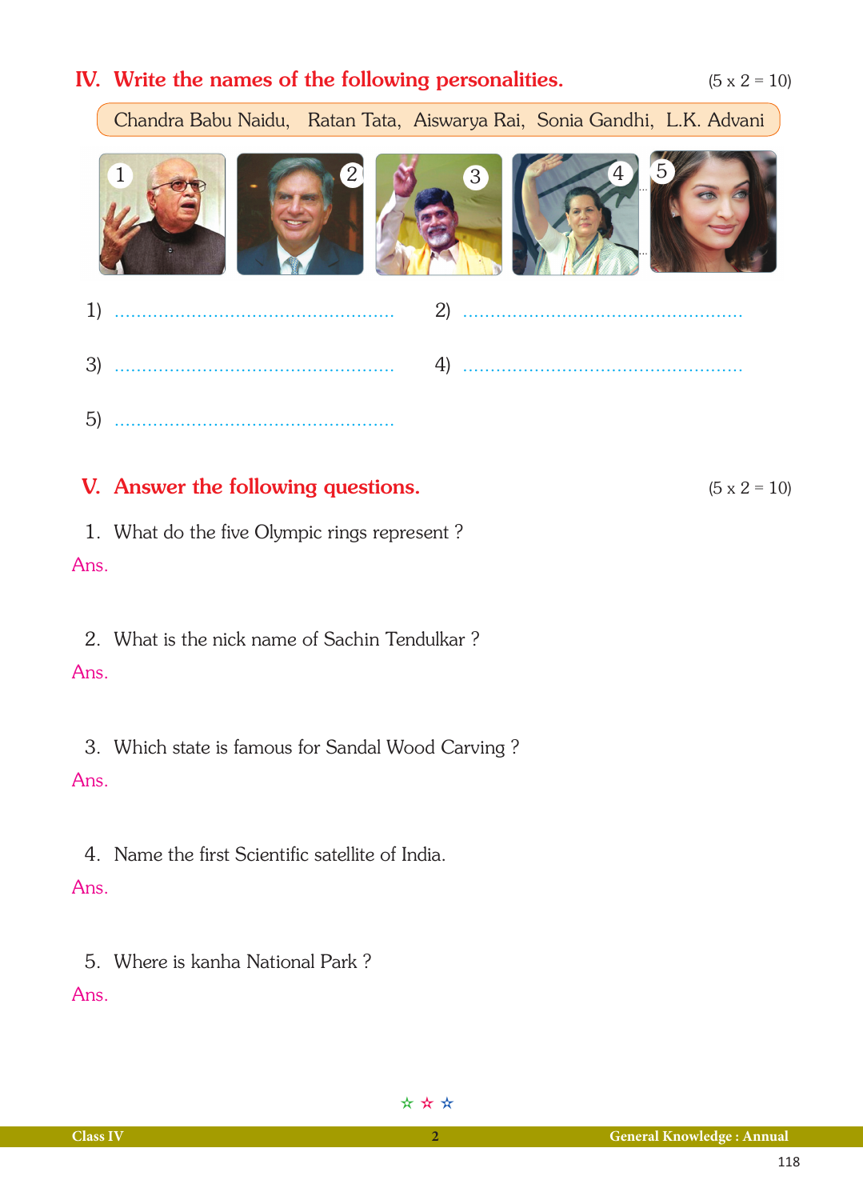## IV. Write the names of the following personalities. (5 x 2 = 10)

Chandra Babu Naidu, Ratan Tata, Aiswarya Rai, Sonia Gandhi, L.K. Advani

1 2 3 4 5

1) ..................................................... 2) .....................................................

3) ..................................................... 4) .....................................................

5) .....................................................

## V. Answer the following questions. (5 x 2 = 10)

1. What do the five Olympic rings represent ?

Ans.

2. What is the nick name of Sachin Tendulkar ?

Ans.

3. Which state is famous for Sandal Wood Carving ?

Ans.

4. Name the first Scientific satellite of India.

Ans.

5. Where is kanha National Park ?

Ans.

☆ ☆ ☆